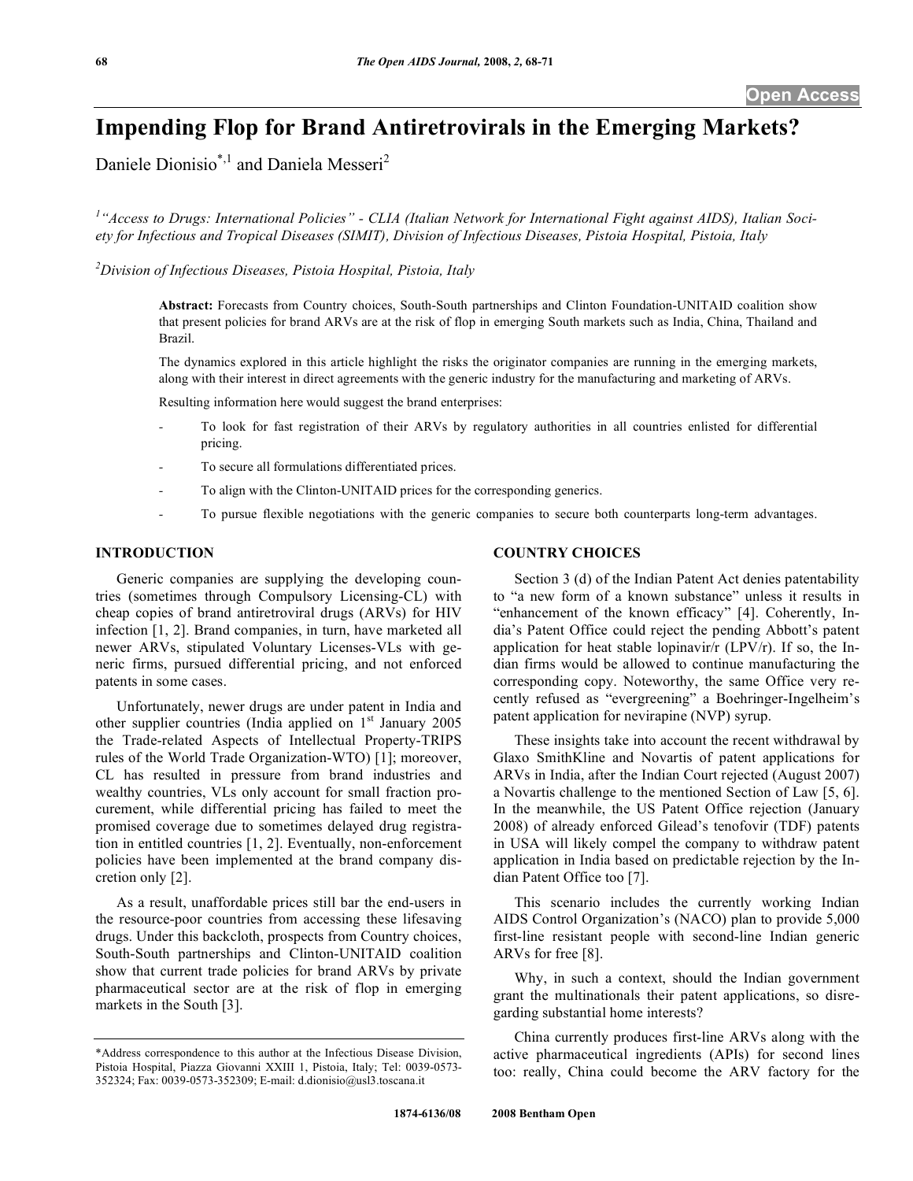Open Access

# Impending Flop for Brand Antiretrovirals in the Emerging Markets?

Daniele Dionisio[*,1] and Daniela Messeri[2]

[1] *"Access to Drugs: International Policies" - CLIA (Italian Network for International Fight against AIDS), Italian Society for Infectious and Tropical Diseases (SIMIT), Division of Infectious Diseases, Pistoia Hospital, Pistoia, Italy*

[2] *Division of Infectious Diseases, Pistoia Hospital, Pistoia, Italy*

**Abstract:** Forecasts from Country choices, South-South partnerships and Clinton Foundation-UNITAID coalition show that present policies for brand ARVs are at the risk of flop in emerging South markets such as India, China, Thailand and Brazil.

The dynamics explored in this article highlight the risks the originator companies are running in the emerging markets, along with their interest in direct agreements with the generic industry for the manufacturing and marketing of ARVs.

Resulting information here would suggest the brand enterprises:

- To look for fast registration of their ARVs by regulatory authorities in all countries enlisted for differential pricing.
- To secure all formulations differentiated prices.
- To align with the Clinton-UNITAID prices for the corresponding generics.
- To pursue flexible negotiations with the generic companies to secure both counterparts long-term advantages.

## INTRODUCTION

Generic companies are supplying the developing countries (sometimes through Compulsory Licensing-CL) with cheap copies of brand antiretroviral drugs (ARVs) for HIV infection [1, 2]. Brand companies, in turn, have marketed all newer ARVs, stipulated Voluntary Licenses-VLs with generic firms, pursued differential pricing, and not enforced patents in some cases.

Unfortunately, newer drugs are under patent in India and other supplier countries (India applied on 1st January 2005 the Trade-related Aspects of Intellectual Property-TRIPS rules of the World Trade Organization-WTO) [1]; moreover, CL has resulted in pressure from brand industries and wealthy countries, VLs only account for small fraction procurement, while differential pricing has failed to meet the promised coverage due to sometimes delayed drug registration in entitled countries [1, 2]. Eventually, non-enforcement policies have been implemented at the brand company discretion only [2].

As a result, unaffordable prices still bar the end-users in the resource-poor countries from accessing these lifesaving drugs. Under this backcloth, prospects from Country choices, South-South partnerships and Clinton-UNITAID coalition show that current trade policies for brand ARVs by private pharmaceutical sector are at the risk of flop in emerging markets in the South [3].

## COUNTRY CHOICES

Section 3 (d) of the Indian Patent Act denies patentability to "a new form of a known substance" unless it results in "enhancement of the known efficacy" [4]. Coherently, India's Patent Office could reject the pending Abbott's patent application for heat stable lopinavir/r (LPV/r). If so, the Indian firms would be allowed to continue manufacturing the corresponding copy. Noteworthy, the same Office very recently refused as "evergreening" a Boehringer-Ingelheim's patent application for nevirapine (NVP) syrup.

These insights take into account the recent withdrawal by Glaxo SmithKline and Novartis of patent applications for ARVs in India, after the Indian Court rejected (August 2007) a Novartis challenge to the mentioned Section of Law [5, 6]. In the meanwhile, the US Patent Office rejection (January 2008) of already enforced Gilead's tenofovir (TDF) patents in USA will likely compel the company to withdraw patent application in India based on predictable rejection by the Indian Patent Office too [7].

This scenario includes the currently working Indian AIDS Control Organization's (NACO) plan to provide 5,000 first-line resistant people with second-line Indian generic ARVs for free [8].

Why, in such a context, should the Indian government grant the multinationals their patent applications, so disregarding substantial home interests?

China currently produces first-line ARVs along with the active pharmaceutical ingredients (APIs) for second lines too: really, China could become the ARV factory for the

*Address correspondence to this author at the Infectious Disease Division, Pistoia Hospital, Piazza Giovanni XXIII 1, Pistoia, Italy; Tel: 0039-0573-352324; Fax: 0039-0573-352309; E-mail: d.dionisio@usl3.toscana.it

1874-6136/08 2008 Bentham Open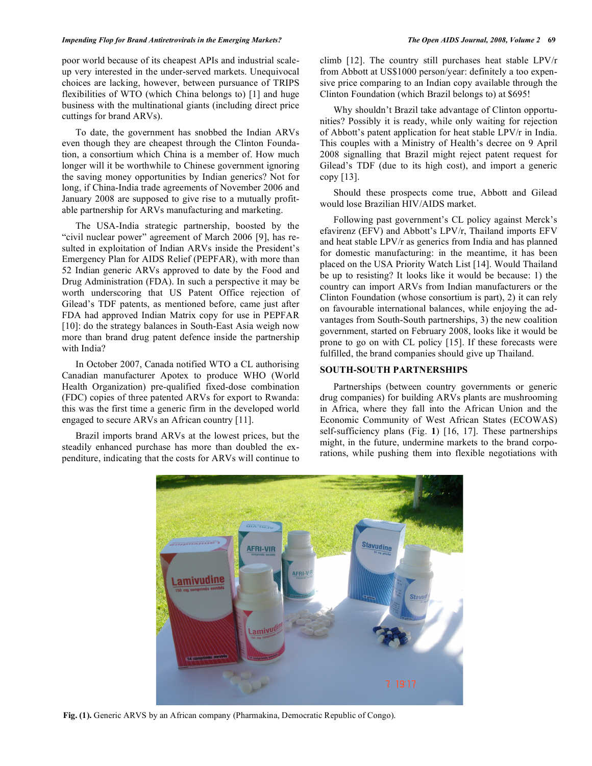poor world because of its cheapest APIs and industrial scale-up very interested in the under-served markets. Unequivocal choices are lacking, however, between pursuance of TRIPS flexibilities of WTO (which China belongs to) [1] and huge business with the multinational giants (including direct price cuttings for brand ARVs).

To date, the government has snobbed the Indian ARVs even though they are cheapest through the Clinton Foundation, a consortium which China is a member of. How much longer will it be worthwhile to Chinese government ignoring the saving money opportunities by Indian generics? Not for long, if China-India trade agreements of November 2006 and January 2008 are supposed to give rise to a mutually profitable partnership for ARVs manufacturing and marketing.

The USA-India strategic partnership, boosted by the "civil nuclear power" agreement of March 2006 [9], has resulted in exploitation of Indian ARVs inside the President's Emergency Plan for AIDS Relief (PEPFAR), with more than 52 Indian generic ARVs approved to date by the Food and Drug Administration (FDA). In such a perspective it may be worth underscoring that US Patent Office rejection of Gilead's TDF patents, as mentioned before, came just after FDA had approved Indian Matrix copy for use in PEPFAR [10]: do the strategy balances in South-East Asia weigh now more than brand drug patent defence inside the partnership with India?

In October 2007, Canada notified WTO a CL authorising Canadian manufacturer Apotex to produce WHO (World Health Organization) pre-qualified fixed-dose combination (FDC) copies of three patented ARVs for export to Rwanda: this was the first time a generic firm in the developed world engaged to secure ARVs an African country [11].

Brazil imports brand ARVs at the lowest prices, but the steadily enhanced purchase has more than doubled the expenditure, indicating that the costs for ARVs will continue to climb [12]. The country still purchases heat stable LPV/r from Abbott at US$1000 person/year: definitely a too expensive price comparing to an Indian copy available through the Clinton Foundation (which Brazil belongs to) at $695!

Why shouldn't Brazil take advantage of Clinton opportunities? Possibly it is ready, while only waiting for rejection of Abbott's patent application for heat stable LPV/r in India. This couples with a Ministry of Health's decree on 9 April 2008 signalling that Brazil might reject patent request for Gilead's TDF (due to its high cost), and import a generic copy [13].

Should these prospects come true, Abbott and Gilead would lose Brazilian HIV/AIDS market.

Following past government's CL policy against Merck's efavirenz (EFV) and Abbott's LPV/r, Thailand imports EFV and heat stable LPV/r as generics from India and has planned for domestic manufacturing: in the meantime, it has been placed on the USA Priority Watch List [14]. Would Thailand be up to resisting? It looks like it would be because: 1) the country can import ARVs from Indian manufacturers or the Clinton Foundation (whose consortium is part), 2) it can rely on favourable international balances, while enjoying the advantages from South-South partnerships, 3) the new coalition government, started on February 2008, looks like it would be prone to go on with CL policy [15]. If these forecasts were fulfilled, the brand companies should give up Thailand.

## SOUTH-SOUTH PARTNERSHIPS

Partnerships (between country governments or generic drug companies) for building ARVs plants are mushrooming in Africa, where they fall into the African Union and the Economic Community of West African States (ECOWAS) self-sufficiency plans (Fig. **1**) [16, 17]. These partnerships might, in the future, undermine markets to the brand corporations, while pushing them into flexible negotiations with

**Fig. (1).** Generic ARVS by an African company (Pharmakina, Democratic Republic of Congo).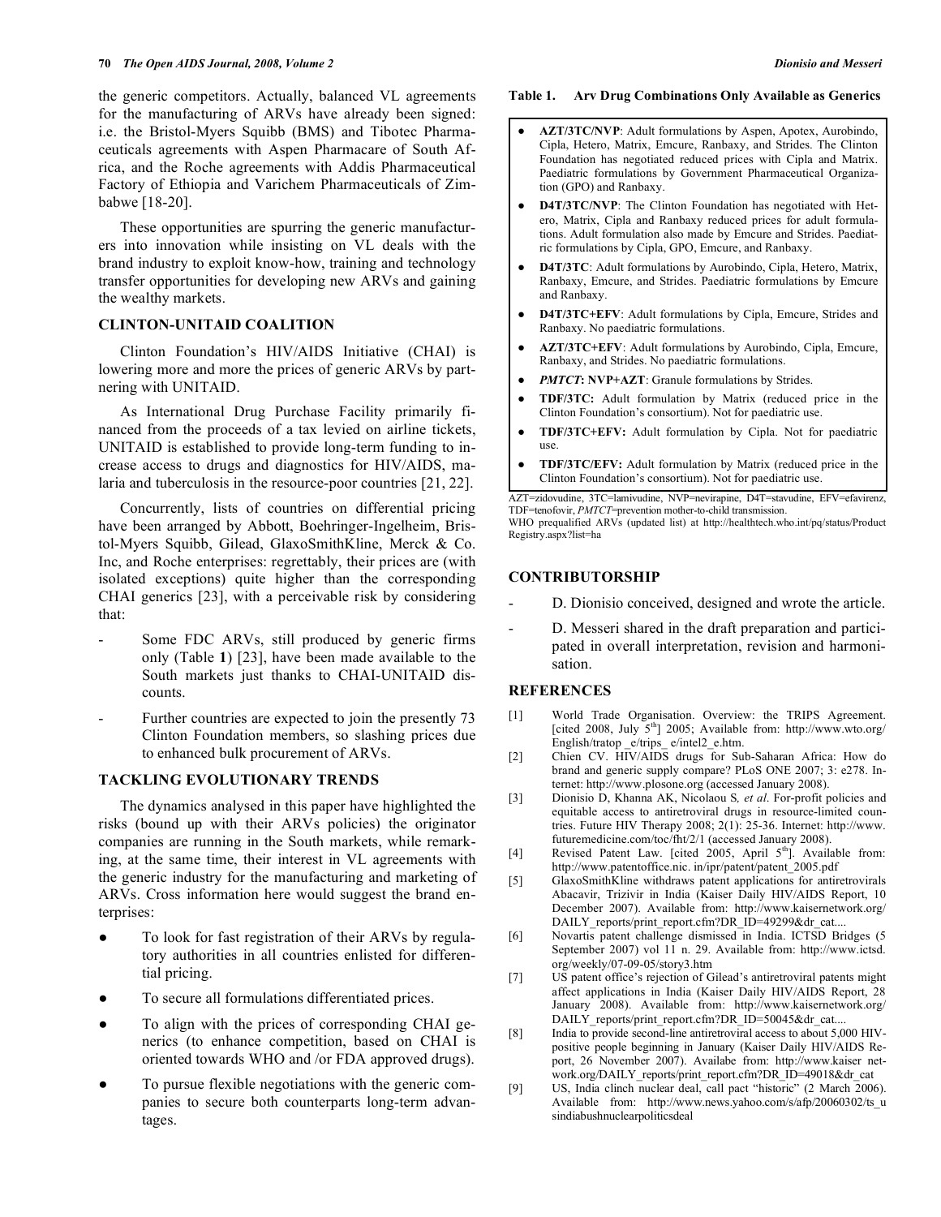the generic competitors. Actually, balanced VL agreements for the manufacturing of ARVs have already been signed: i.e. the Bristol-Myers Squibb (BMS) and Tibotec Pharmaceuticals agreements with Aspen Pharmacare of South Africa, and the Roche agreements with Addis Pharmaceutical Factory of Ethiopia and Varichem Pharmaceuticals of Zimbabwe [18-20].

These opportunities are spurring the generic manufacturers into innovation while insisting on VL deals with the brand industry to exploit know-how, training and technology transfer opportunities for developing new ARVs and gaining the wealthy markets.

## CLINTON-UNITAID COALITION

Clinton Foundation's HIV/AIDS Initiative (CHAI) is lowering more and more the prices of generic ARVs by partnering with UNITAID.

As International Drug Purchase Facility primarily financed from the proceeds of a tax levied on airline tickets, UNITAID is established to provide long-term funding to increase access to drugs and diagnostics for HIV/AIDS, malaria and tuberculosis in the resource-poor countries [21, 22].

Concurrently, lists of countries on differential pricing have been arranged by Abbott, Boehringer-Ingelheim, Bristol-Myers Squibb, Gilead, GlaxoSmithKline, Merck & Co. Inc, and Roche enterprises: regrettably, their prices are (with isolated exceptions) quite higher than the corresponding CHAI generics [23], with a perceivable risk by considering that:

- Some FDC ARVs, still produced by generic firms only (Table **1**) [23], have been made available to the South markets just thanks to CHAI-UNITAID discounts.
- Further countries are expected to join the presently 73 Clinton Foundation members, so slashing prices due to enhanced bulk procurement of ARVs.

## TACKLING EVOLUTIONARY TRENDS

The dynamics analysed in this paper have highlighted the risks (bound up with their ARVs policies) the originator companies are running in the South markets, while remarking, at the same time, their interest in VL agreements with the generic industry for the manufacturing and marketing of ARVs. Cross information here would suggest the brand enterprises:

- To look for fast registration of their ARVs by regulatory authorities in all countries enlisted for differential pricing.
- To secure all formulations differentiated prices.
- To align with the prices of corresponding CHAI generics (to enhance competition, based on CHAI is oriented towards WHO and /or FDA approved drugs).
- To pursue flexible negotiations with the generic companies to secure both counterparts long-term advantages.

**Table 1. Arv Drug Combinations Only Available as Generics**

- **AZT/3TC/NVP**: Adult formulations by Aspen, Apotex, Aurobindo, Cipla, Hetero, Matrix, Emcure, Ranbaxy, and Strides. The Clinton Foundation has negotiated reduced prices with Cipla and Matrix. Paediatric formulations by Government Pharmaceutical Organization (GPO) and Ranbaxy.
- **D4T/3TC/NVP**: The Clinton Foundation has negotiated with Hetero, Matrix, Cipla and Ranbaxy reduced prices for adult formulations. Adult formulation also made by Emcure and Strides. Paediatric formulations by Cipla, GPO, Emcure, and Ranbaxy.
- **D4T/3TC**: Adult formulations by Aurobindo, Cipla, Hetero, Matrix, Ranbaxy, Emcure, and Strides. Paediatric formulations by Emcure and Ranbaxy.
- **D4T/3TC+EFV**: Adult formulations by Cipla, Emcure, Strides and Ranbaxy. No paediatric formulations.
- **AZT/3TC+EFV**: Adult formulations by Aurobindo, Cipla, Emcure, Ranbaxy, and Strides. No paediatric formulations.
- ***PMTCT*: NVP+AZT**: Granule formulations by Strides.
- **TDF/3TC:** Adult formulation by Matrix (reduced price in the Clinton Foundation's consortium). Not for paediatric use.
- **TDF/3TC+EFV:** Adult formulation by Cipla. Not for paediatric use.
- **TDF/3TC/EFV:** Adult formulation by Matrix (reduced price in the Clinton Foundation's consortium). Not for paediatric use.

AZT=zidovudine, 3TC=lamivudine, NVP=nevirapine, D4T=stavudine, EFV=efavirenz, TDF=tenofovir, *PMTCT*=prevention mother-to-child transmission.
WHO prequalified ARVs (updated list) at http://healthtech.who.int/pq/status/ProductRegistry.aspx?list=ha

## CONTRIBUTORSHIP

- D. Dionisio conceived, designed and wrote the article.
- D. Messeri shared in the draft preparation and participated in overall interpretation, revision and harmonisation.

## REFERENCES

[1] World Trade Organisation. Overview: the TRIPS Agreement. [cited 2008, July 5th] 2005; Available from: http://www.wto.org/English/tratop _e/trips_ e/intel2_e.htm.

[2] Chien CV. HIV/AIDS drugs for Sub-Saharan Africa: How do brand and generic supply compare? PLoS ONE 2007; 3: e278. Internet: http://www.plosone.org (accessed January 2008).

[3] Dionisio D, Khanna AK, Nicolaou S*, et al*. For-profit policies and equitable access to antiretroviral drugs in resource-limited countries. Future HIV Therapy 2008; 2(1): 25-36. Internet: http://www.futuremedicine.com/toc/fht/2/1 (accessed January 2008).

[4] Revised Patent Law. [cited 2005, April 5th]. Available from: http://www.patentoffice.nic. in/ipr/patent/patent_2005.pdf

[5] GlaxoSmithKline withdraws patent applications for antiretrovirals Abacavir, Trizivir in India (Kaiser Daily HIV/AIDS Report, 10 December 2007). Available from: http://www.kaisernetwork.org/DAILY_reports/print_report.cfm?DR_ID=49299&dr_cat....

[6] Novartis patent challenge dismissed in India. ICTSD Bridges (5 September 2007) vol 11 n. 29. Available from: http://www.ictsd.org/weekly/07-09-05/story3.htm

[7] US patent office's rejection of Gilead's antiretroviral patents might affect applications in India (Kaiser Daily HIV/AIDS Report, 28 January 2008). Available from: http://www.kaisernetwork.org/DAILY_reports/print_report.cfm?DR_ID=50045&dr_cat....

[8] India to provide second-line antiretroviral access to about 5,000 HIV-positive people beginning in January (Kaiser Daily HIV/AIDS Report, 26 November 2007). Availabe from: http://www.kaiser network.org/DAILY_reports/print_report.cfm?DR_ID=49018&dr_cat

[9] US, India clinch nuclear deal, call pact "historic" (2 March 2006). Available from: http://www.news.yahoo.com/s/afp/20060302/ts_usindiabushnuclearpoliticsdeal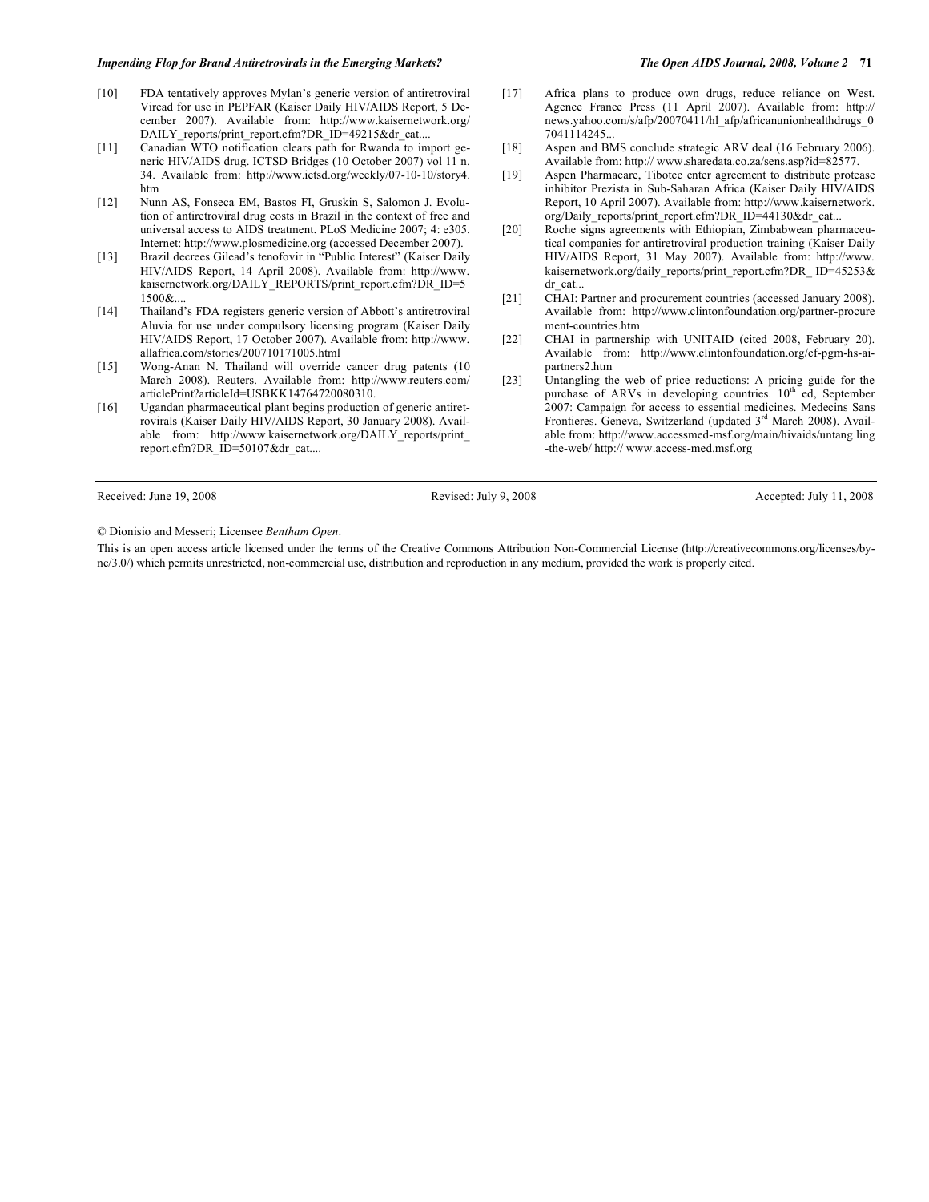[10] FDA tentatively approves Mylan's generic version of antiretroviral Viread for use in PEPFAR (Kaiser Daily HIV/AIDS Report, 5 December 2007). Available from: http://www.kaisernetwork.org/DAILY_reports/print_report.cfm?DR_ID=49215&dr_cat....

[11] Canadian WTO notification clears path for Rwanda to import generic HIV/AIDS drug. ICTSD Bridges (10 October 2007) vol 11 n. 34. Available from: http://www.ictsd.org/weekly/07-10-10/story4.htm

[12] Nunn AS, Fonseca EM, Bastos FI, Gruskin S, Salomon J. Evolution of antiretroviral drug costs in Brazil in the context of free and universal access to AIDS treatment. PLoS Medicine 2007; 4: e305. Internet: http://www.plosmedicine.org (accessed December 2007).

[13] Brazil decrees Gilead's tenofovir in "Public Interest" (Kaiser Daily HIV/AIDS Report, 14 April 2008). Available from: http://www.kaisernetwork.org/DAILY_REPORTS/print_report.cfm?DR_ID=51500&....

[14] Thailand's FDA registers generic version of Abbott's antiretroviral Aluvia for use under compulsory licensing program (Kaiser Daily HIV/AIDS Report, 17 October 2007). Available from: http://www.allafrica.com/stories/200710171005.html

[15] Wong-Anan N. Thailand will override cancer drug patents (10 March 2008). Reuters. Available from: http://www.reuters.com/articlePrint?articleId=USBKK14764720080310.

[16] Ugandan pharmaceutical plant begins production of generic antiretrovirals (Kaiser Daily HIV/AIDS Report, 30 January 2008). Available from: http://www.kaisernetwork.org/DAILY_reports/print_report.cfm?DR_ID=50107&dr_cat....

[17] Africa plans to produce own drugs, reduce reliance on West. Agence France Press (11 April 2007). Available from: http://news.yahoo.com/s/afp/20070411/hl_afp/africanunionhealthdrugs_07041114245...

[18] Aspen and BMS conclude strategic ARV deal (16 February 2006). Available from: http:// www.sharedata.co.za/sens.asp?id=82577.

[19] Aspen Pharmacare, Tibotec enter agreement to distribute protease inhibitor Prezista in Sub-Saharan Africa (Kaiser Daily HIV/AIDS Report, 10 April 2007). Available from: http://www.kaisernetwork.org/Daily_reports/print_report.cfm?DR_ID=44130&dr_cat...

[20] Roche signs agreements with Ethiopian, Zimbabwean pharmaceutical companies for antiretroviral production training (Kaiser Daily HIV/AIDS Report, 31 May 2007). Available from: http://www.kaisernetwork.org/daily_reports/print_report.cfm?DR_ ID=45253&dr_cat...

[21] CHAI: Partner and procurement countries (accessed January 2008). Available from: http://www.clintonfoundation.org/partner-procurement-countries.htm

[22] CHAI in partnership with UNITAID (cited 2008, February 20). Available from: http://www.clintonfoundation.org/cf-pgm-hs-ai-partners2.htm

[23] Untangling the web of price reductions: A pricing guide for the purchase of ARVs in developing countries. 10th ed, September 2007: Campaign for access to essential medicines. Medecins Sans Frontieres. Geneva, Switzerland (updated 3rd March 2008). Available from: http://www.accessmed-msf.org/main/hivaids/untang ling-the-web/ http:// www.access-med.msf.org

Received: June 19, 2008 Revised: July 9, 2008 Accepted: July 11, 2008

© Dionisio and Messeri; Licensee *Bentham Open*.

This is an open access article licensed under the terms of the Creative Commons Attribution Non-Commercial License (http://creativecommons.org/licenses/by-nc/3.0/) which permits unrestricted, non-commercial use, distribution and reproduction in any medium, provided the work is properly cited.